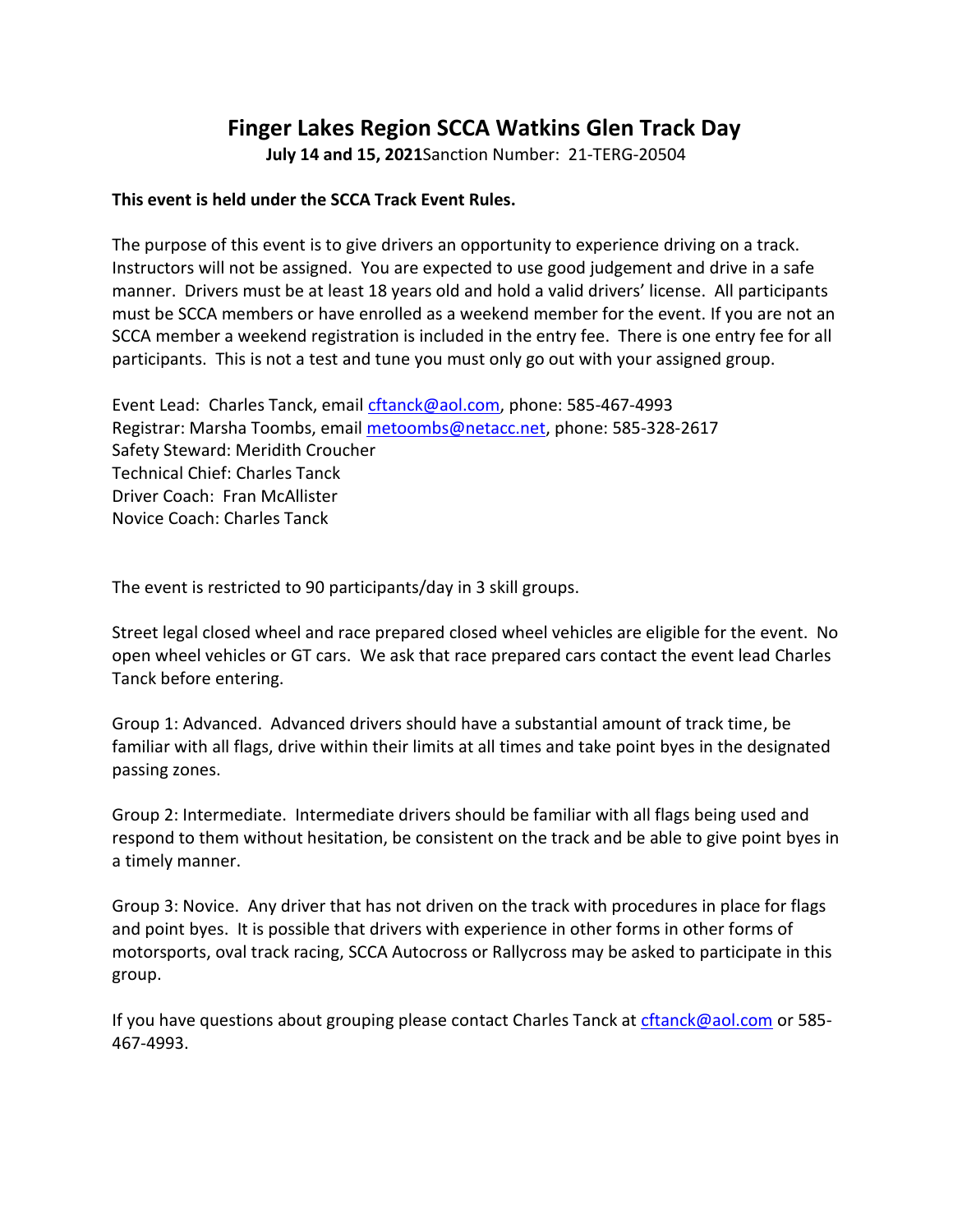# Finger Lakes Region SCCA Watkins Glen Track Day

**July 14 and 15, 2021**Sanction Number: 21-TERG-20504

**This event is held under the SCCA Track Event Rules.**

The purpose of this event is to give drivers an opportunity to experience driving on a track. Instructors will not be assigned. You are expected to use good judgement and drive in a safe manner. Drivers must be at least 18 years old and hold a valid drivers' license. All participants must be SCCA members or have enrolled as a weekend member for the event. If you are not an SCCA member a weekend registration is included in the entry fee. There is one entry fee for all participants. This is not a test and tune you must only go out with your assigned group.

Event Lead: Charles Tanck, email cftanck@aol.com, phone: 585-467-4993
Registrar: Marsha Toombs, email metoombs@netacc.net, phone: 585-328-2617
Safety Steward: Meridith Croucher
Technical Chief: Charles Tanck
Driver Coach: Fran McAllister
Novice Coach: Charles Tanck

The event is restricted to 90 participants/day in 3 skill groups.

Street legal closed wheel and race prepared closed wheel vehicles are eligible for the event. No open wheel vehicles or GT cars. We ask that race prepared cars contact the event lead Charles Tanck before entering.

Group 1: Advanced. Advanced drivers should have a substantial amount of track time, be familiar with all flags, drive within their limits at all times and take point byes in the designated passing zones.

Group 2: Intermediate. Intermediate drivers should be familiar with all flags being used and respond to them without hesitation, be consistent on the track and be able to give point byes in a timely manner.

Group 3: Novice. Any driver that has not driven on the track with procedures in place for flags and point byes. It is possible that drivers with experience in other forms in other forms of motorsports, oval track racing, SCCA Autocross or Rallycross may be asked to participate in this group.

If you have questions about grouping please contact Charles Tanck at cftanck@aol.com or 585-467-4993.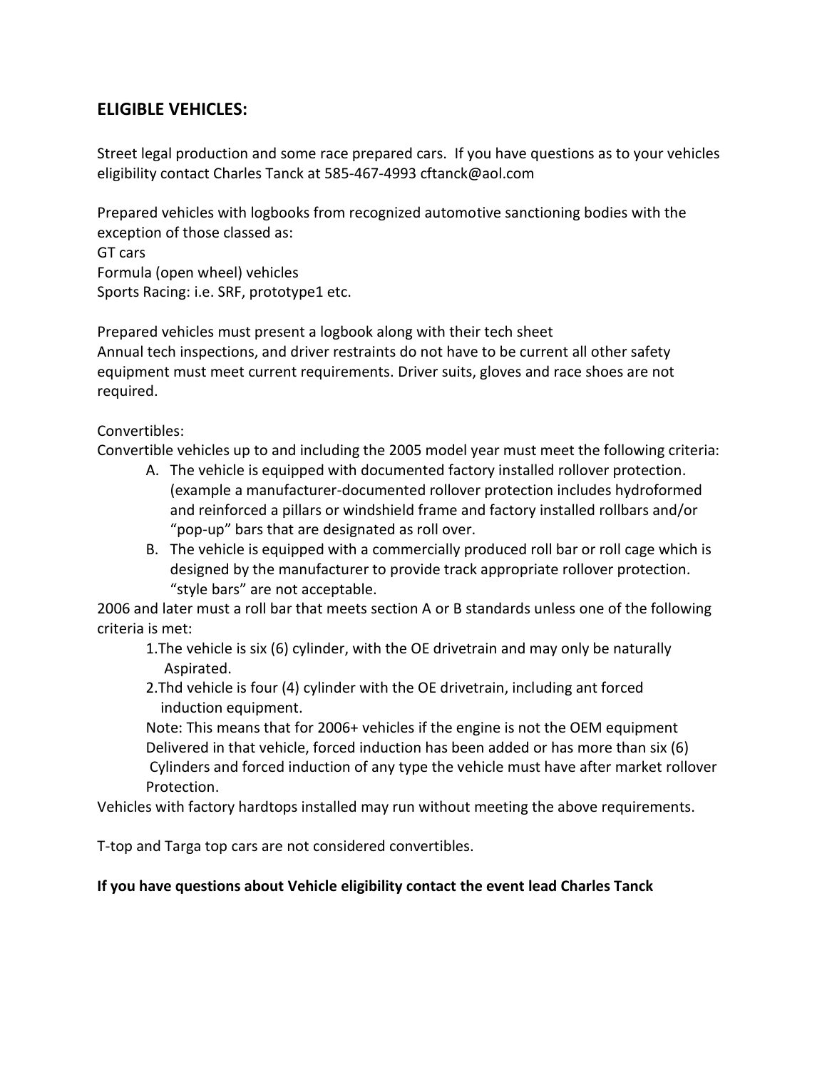## ELIGIBLE VEHICLES:

Street legal production and some race prepared cars. If you have questions as to your vehicles eligibility contact Charles Tanck at 585-467-4993 cftanck@aol.com

Prepared vehicles with logbooks from recognized automotive sanctioning bodies with the exception of those classed as:
GT cars
Formula (open wheel) vehicles
Sports Racing: i.e. SRF, prototype1 etc.

Prepared vehicles must present a logbook along with their tech sheet
Annual tech inspections, and driver restraints do not have to be current all other safety equipment must meet current requirements. Driver suits, gloves and race shoes are not required.

Convertibles:
Convertible vehicles up to and including the 2005 model year must meet the following criteria:

A. The vehicle is equipped with documented factory installed rollover protection. (example a manufacturer-documented rollover protection includes hydroformed and reinforced a pillars or windshield frame and factory installed rollbars and/or "pop-up" bars that are designated as roll over.
B. The vehicle is equipped with a commercially produced roll bar or roll cage which is designed by the manufacturer to provide track appropriate rollover protection. "style bars" are not acceptable.

2006 and later must a roll bar that meets section A or B standards unless one of the following criteria is met:

1. The vehicle is six (6) cylinder, with the OE drivetrain and may only be naturally Aspirated.
2. Thd vehicle is four (4) cylinder with the OE drivetrain, including ant forced induction equipment.

Note: This means that for 2006+ vehicles if the engine is not the OEM equipment Delivered in that vehicle, forced induction has been added or has more than six (6) Cylinders and forced induction of any type the vehicle must have after market rollover Protection.

Vehicles with factory hardtops installed may run without meeting the above requirements.

T-top and Targa top cars are not considered convertibles.

**If you have questions about Vehicle eligibility contact the event lead Charles Tanck**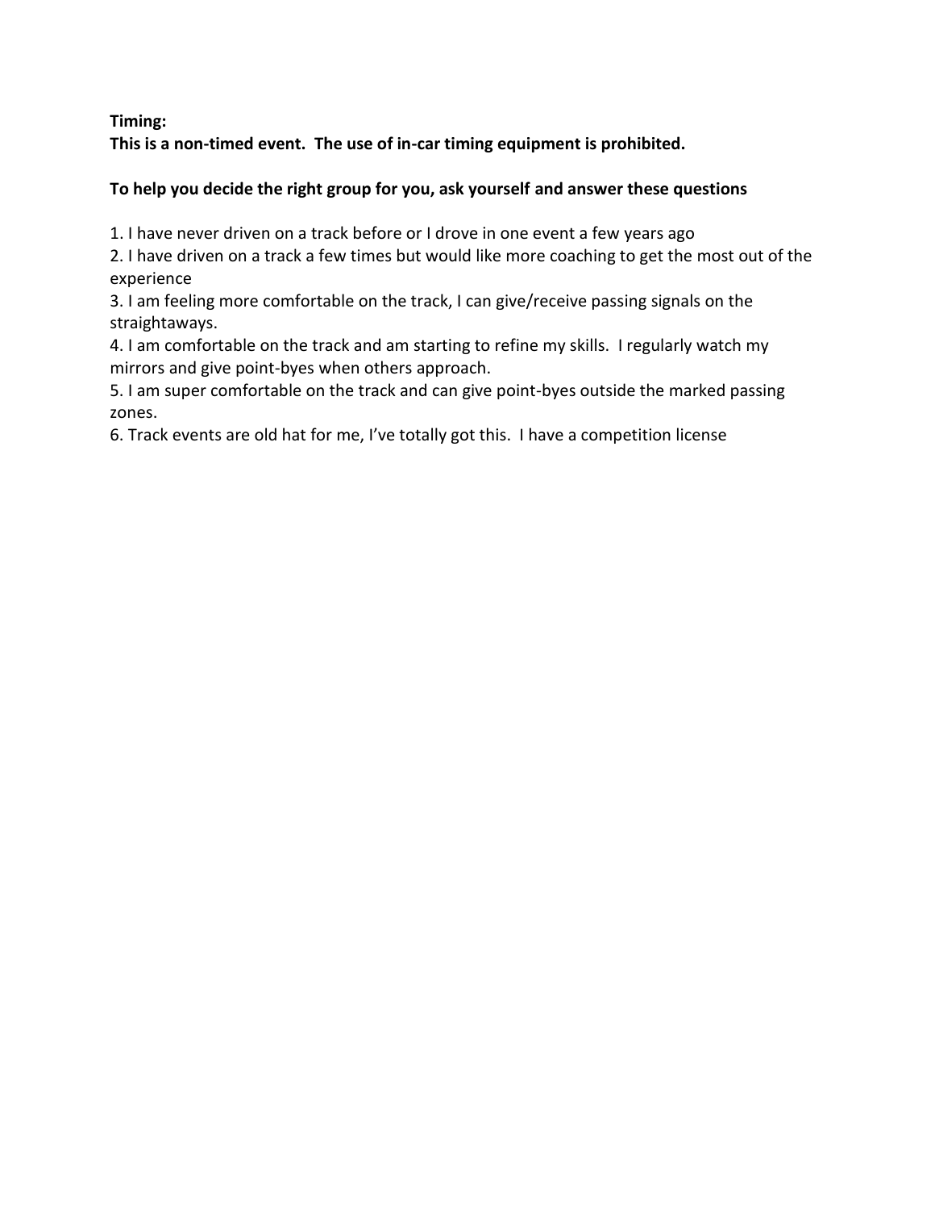**Timing:**
**This is a non-timed event. The use of in-car timing equipment is prohibited.**

**To help you decide the right group for you, ask yourself and answer these questions**

1. I have never driven on a track before or I drove in one event a few years ago
2. I have driven on a track a few times but would like more coaching to get the most out of the experience
3. I am feeling more comfortable on the track, I can give/receive passing signals on the straightaways.
4. I am comfortable on the track and am starting to refine my skills. I regularly watch my mirrors and give point-byes when others approach.
5. I am super comfortable on the track and can give point-byes outside the marked passing zones.
6. Track events are old hat for me, I've totally got this. I have a competition license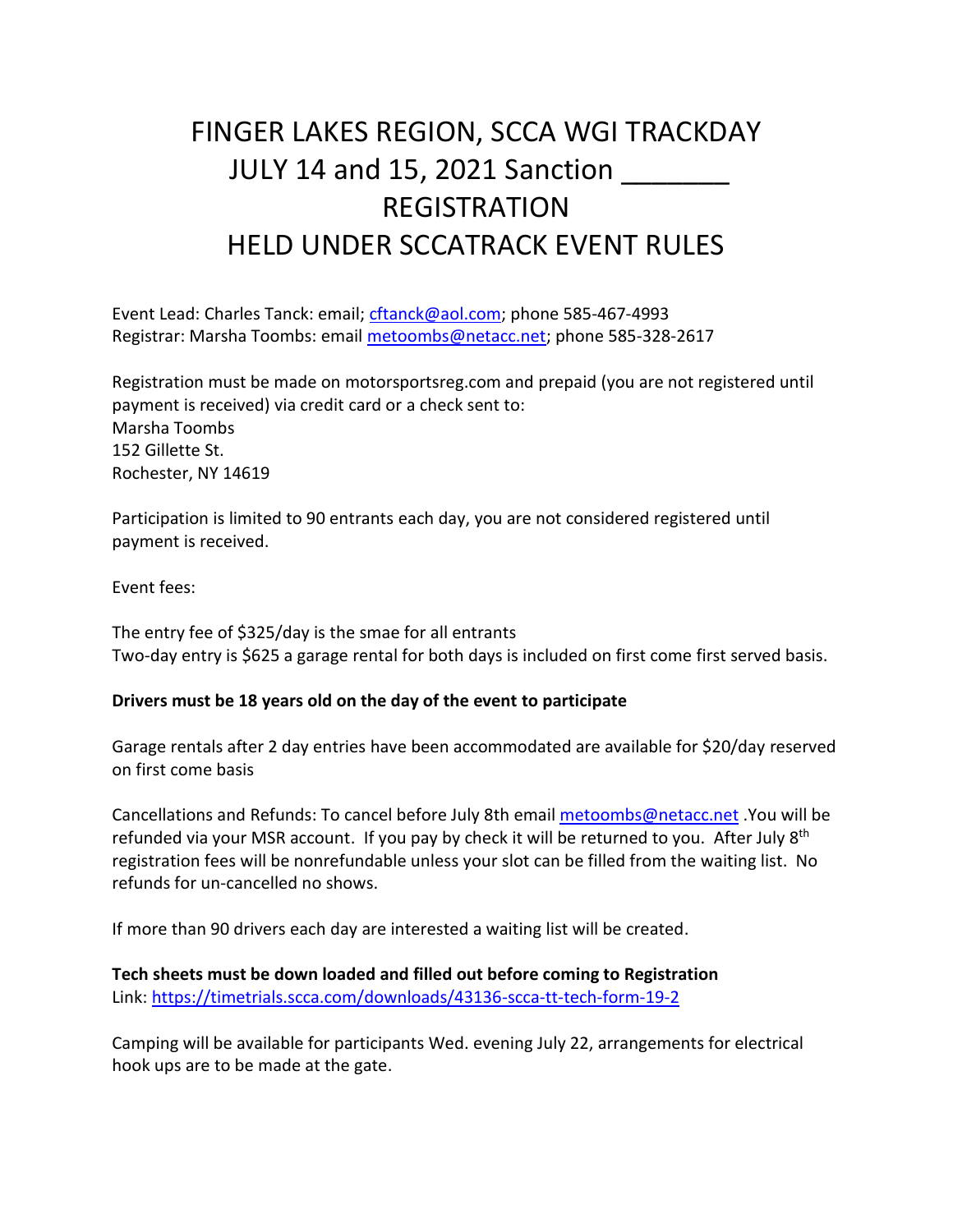# FINGER LAKES REGION, SCCA WGI TRACKDAY JULY 14 and 15, 2021 Sanction _______ REGISTRATION HELD UNDER SCCATRACK EVENT RULES

Event Lead: Charles Tanck: email; cftanck@aol.com; phone 585-467-4993
Registrar: Marsha Toombs: email metoombs@netacc.net; phone 585-328-2617

Registration must be made on motorsportsreg.com and prepaid (you are not registered until payment is received) via credit card or a check sent to:
Marsha Toombs
152 Gillette St.
Rochester, NY 14619

Participation is limited to 90 entrants each day, you are not considered registered until payment is received.

Event fees:

The entry fee of $325/day is the smae for all entrants
Two-day entry is $625 a garage rental for both days is included on first come first served basis.

**Drivers must be 18 years old on the day of the event to participate**

Garage rentals after 2 day entries have been accommodated are available for $20/day reserved on first come basis

Cancellations and Refunds: To cancel before July 8th email metoombs@netacc.net .You will be refunded via your MSR account. If you pay by check it will be returned to you. After July 8th registration fees will be nonrefundable unless your slot can be filled from the waiting list. No refunds for un-cancelled no shows.

If more than 90 drivers each day are interested a waiting list will be created.

**Tech sheets must be down loaded and filled out before coming to Registration**
Link: https://timetrials.scca.com/downloads/43136-scca-tt-tech-form-19-2

Camping will be available for participants Wed. evening July 22, arrangements for electrical hook ups are to be made at the gate.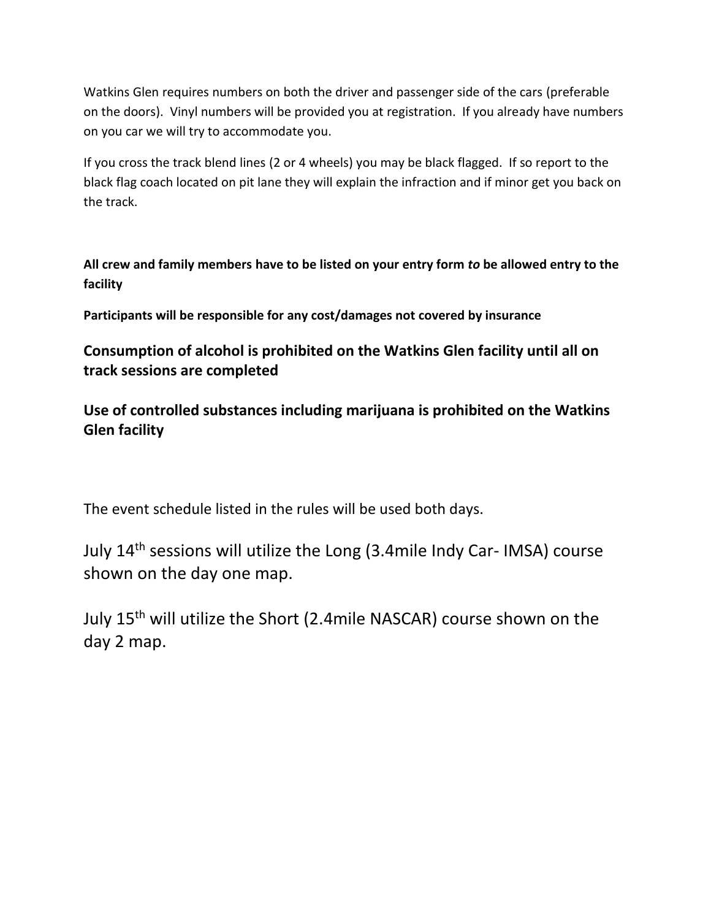Watkins Glen requires numbers on both the driver and passenger side of the cars (preferable on the doors). Vinyl numbers will be provided you at registration. If you already have numbers on you car we will try to accommodate you.

If you cross the track blend lines (2 or 4 wheels) you may be black flagged. If so report to the black flag coach located on pit lane they will explain the infraction and if minor get you back on the track.

**All crew and family members have to be listed on your entry form *to* be allowed entry to the facility**

**Participants will be responsible for any cost/damages not covered by insurance**

**Consumption of alcohol is prohibited on the Watkins Glen facility until all on track sessions are completed**

**Use of controlled substances including marijuana is prohibited on the Watkins Glen facility**

The event schedule listed in the rules will be used both days.

July 14th sessions will utilize the Long (3.4mile Indy Car- IMSA) course shown on the day one map.

July 15th will utilize the Short (2.4mile NASCAR) course shown on the day 2 map.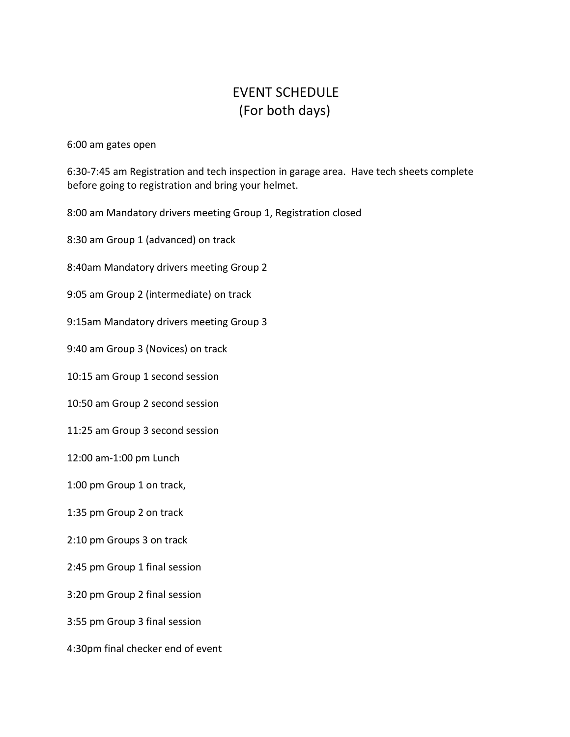# EVENT SCHEDULE
# (For both days)

6:00 am gates open

6:30-7:45 am Registration and tech inspection in garage area. Have tech sheets complete before going to registration and bring your helmet.

8:00 am Mandatory drivers meeting Group 1, Registration closed

8:30 am Group 1 (advanced) on track

8:40am Mandatory drivers meeting Group 2

9:05 am Group 2 (intermediate) on track

9:15am Mandatory drivers meeting Group 3

9:40 am Group 3 (Novices) on track

10:15 am Group 1 second session

10:50 am Group 2 second session

11:25 am Group 3 second session

12:00 am-1:00 pm Lunch

1:00 pm Group 1 on track,

1:35 pm Group 2 on track

2:10 pm Groups 3 on track

2:45 pm Group 1 final session

3:20 pm Group 2 final session

3:55 pm Group 3 final session

4:30pm final checker end of event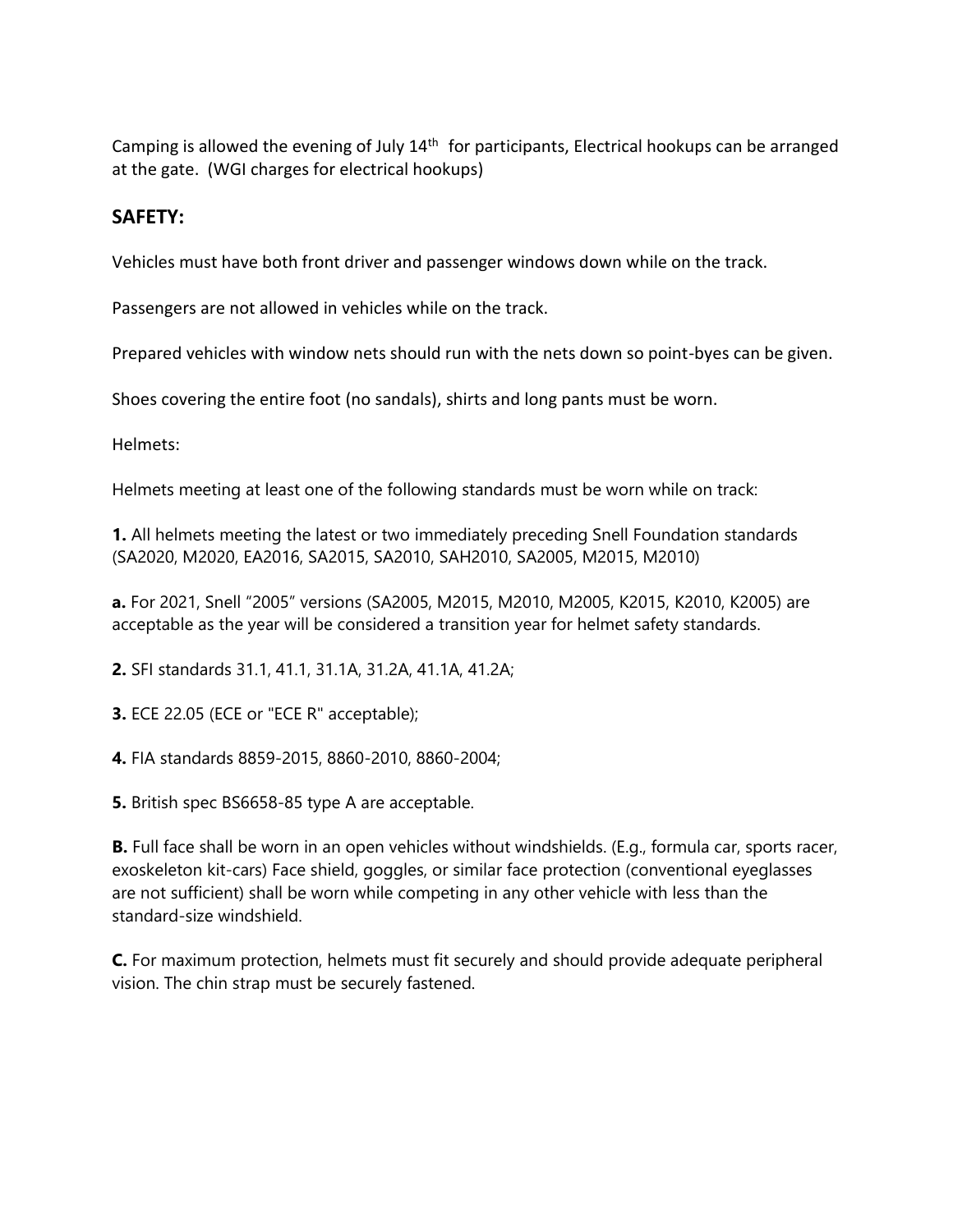Camping is allowed the evening of July 14th for participants, Electrical hookups can be arranged at the gate. (WGI charges for electrical hookups)

## SAFETY:

Vehicles must have both front driver and passenger windows down while on the track.

Passengers are not allowed in vehicles while on the track.

Prepared vehicles with window nets should run with the nets down so point-byes can be given.

Shoes covering the entire foot (no sandals), shirts and long pants must be worn.

Helmets:

Helmets meeting at least one of the following standards must be worn while on track:

**1.** All helmets meeting the latest or two immediately preceding Snell Foundation standards (SA2020, M2020, EA2016, SA2015, SA2010, SAH2010, SA2005, M2015, M2010)

**a.** For 2021, Snell "2005" versions (SA2005, M2015, M2010, M2005, K2015, K2010, K2005) are acceptable as the year will be considered a transition year for helmet safety standards.

**2.** SFI standards 31.1, 41.1, 31.1A, 31.2A, 41.1A, 41.2A;

**3.** ECE 22.05 (ECE or "ECE R" acceptable);

**4.** FIA standards 8859-2015, 8860-2010, 8860-2004;

**5.** British spec BS6658-85 type A are acceptable.

**B.** Full face shall be worn in an open vehicles without windshields. (E.g., formula car, sports racer, exoskeleton kit-cars) Face shield, goggles, or similar face protection (conventional eyeglasses are not sufficient) shall be worn while competing in any other vehicle with less than the standard-size windshield.

**C.** For maximum protection, helmets must fit securely and should provide adequate peripheral vision. The chin strap must be securely fastened.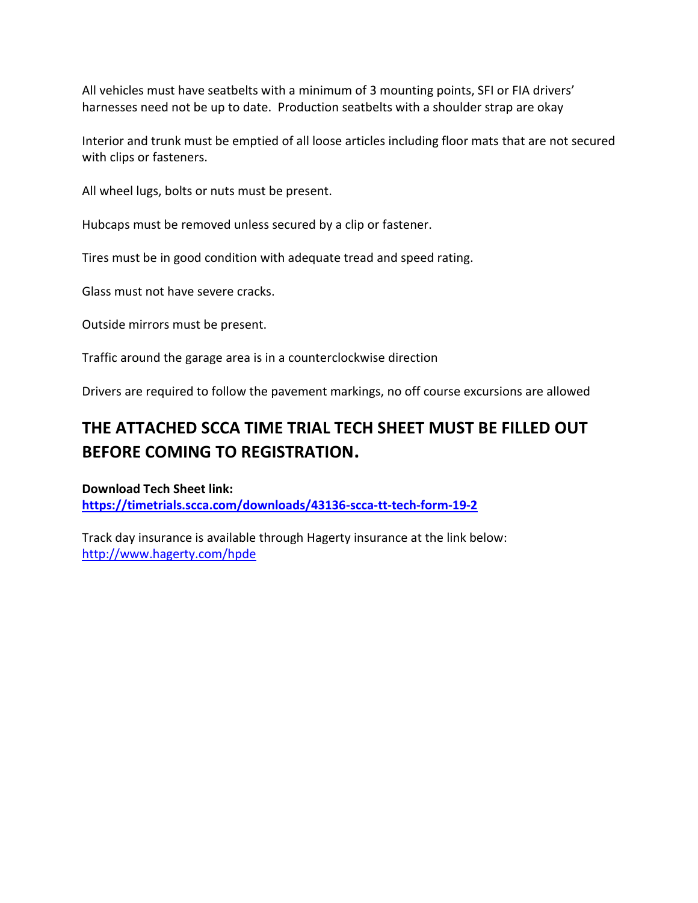All vehicles must have seatbelts with a minimum of 3 mounting points, SFI or FIA drivers' harnesses need not be up to date.  Production seatbelts with a shoulder strap are okay

Interior and trunk must be emptied of all loose articles including floor mats that are not secured with clips or fasteners.

All wheel lugs, bolts or nuts must be present.

Hubcaps must be removed unless secured by a clip or fastener.

Tires must be in good condition with adequate tread and speed rating.

Glass must not have severe cracks.

Outside mirrors must be present.

Traffic around the garage area is in a counterclockwise direction

Drivers are required to follow the pavement markings, no off course excursions are allowed

## THE ATTACHED SCCA TIME TRIAL TECH SHEET MUST BE FILLED OUT BEFORE COMING TO REGISTRATION.

**Download Tech Sheet link:**
**[https://timetrials.scca.com/downloads/43136-scca-tt-tech-form-19-2](https://timetrials.scca.com/downloads/43136-scca-tt-tech-form-19-2)**

Track day insurance is available through Hagerty insurance at the link below:
[http://www.hagerty.com/hpde](http://www.hagerty.com/hpde)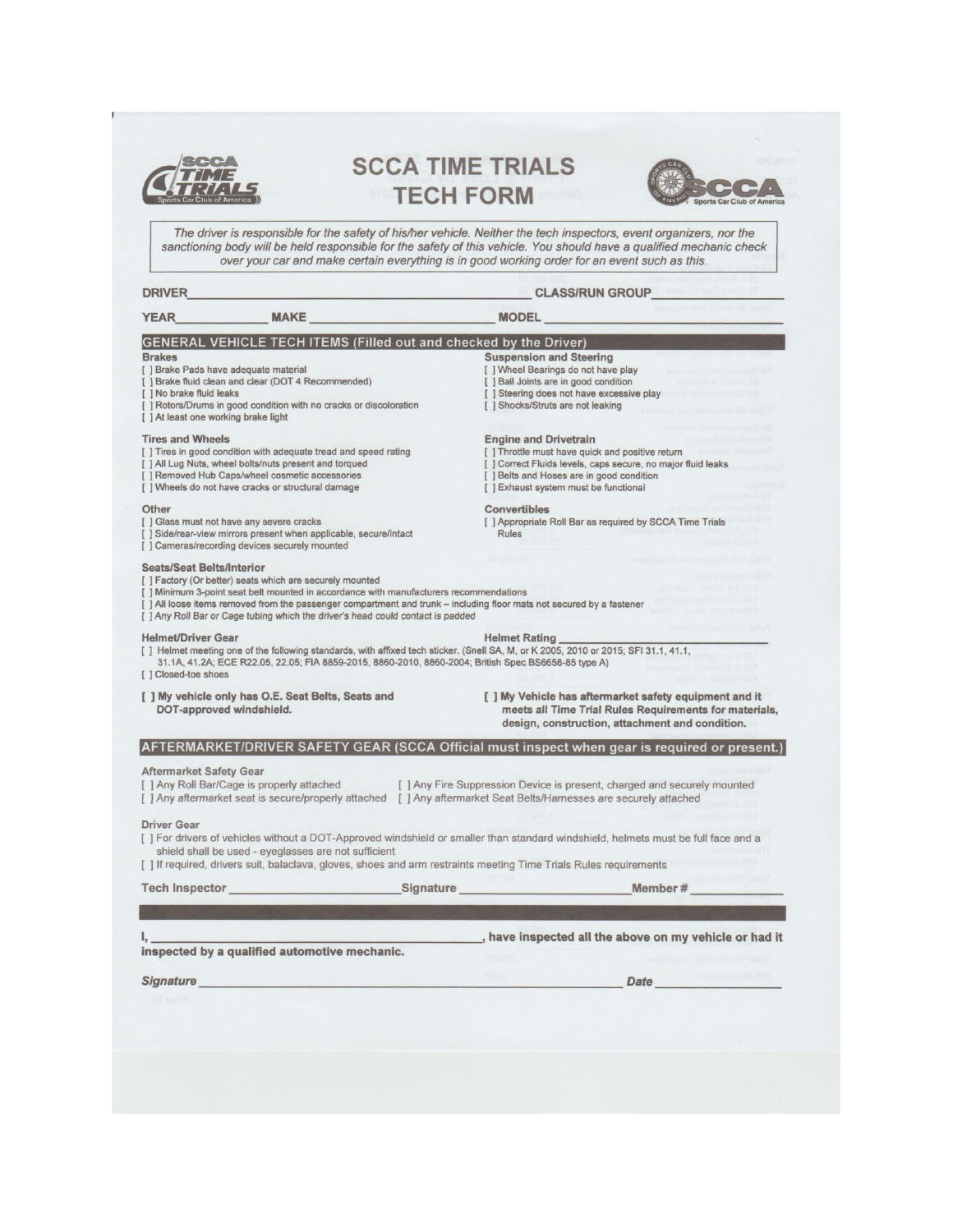# SCCA TIME TRIALS TECH FORM

*The driver is responsible for the safety of his/her vehicle. Neither the tech inspectors, event organizers, nor the sanctioning body will be held responsible for the safety of this vehicle. You should have a qualified mechanic check over your car and make certain everything is in good working order for an event such as this.*

**DRIVER** ______________________________ **CLASS/RUN GROUP** ______________

**YEAR** ________ **MAKE** ________________ **MODEL** ______________________

## GENERAL VEHICLE TECH ITEMS (Filled out and checked by the Driver)

### Brakes

- [ ] Brake Pads have adequate material
- [ ] Brake fluid clean and clear (DOT 4 Recommended)
- [ ] No brake fluid leaks
- [ ] Rotors/Drums in good condition with no cracks or discoloration
- [ ] At least one working brake light

### Tires and Wheels

- [ ] Tires in good condition with adequate tread and speed rating
- [ ] All Lug Nuts, wheel bolts/nuts present and torqued
- [ ] Removed Hub Caps/wheel cosmetic accessories
- [ ] Wheels do not have cracks or structural damage

### Other

- [ ] Glass must not have any severe cracks
- [ ] Side/rear-view mirrors present when applicable, secure/intact
- [ ] Cameras/recording devices securely mounted

### Suspension and Steering

- [ ] Wheel Bearings do not have play
- [ ] Ball Joints are in good condition
- [ ] Steering does not have excessive play
- [ ] Shocks/Struts are not leaking

### Engine and Drivetrain

- [ ] Throttle must have quick and positive return
- [ ] Correct Fluids levels, caps secure, no major fluid leaks
- [ ] Belts and Hoses are in good condition
- [ ] Exhaust system must be functional

### Convertibles

- [ ] Appropriate Roll Bar as required by SCCA Time Trials Rules

### Seats/Seat Belts/Interior

- [ ] Factory (Or better) seats which are securely mounted
- [ ] Minimum 3-point seat belt mounted in accordance with manufacturers recommendations
- [ ] All loose items removed from the passenger compartment and trunk – including floor mats not secured by a fastener
- [ ] Any Roll Bar or Cage tubing which the driver's head could contact is padded

### Helmet/Driver Gear

**Helmet Rating** ______________________

- [ ] Helmet meeting one of the following standards, with affixed tech sticker. (Snell SA, M, or K 2005, 2010 or 2015; SFI 31.1, 41.1, 31.1A, 41.2A; ECE R22.05, 22.05; FIA 8859-2015, 8860-2010, 8860-2004; British Spec BS6658-85 type A)
- [ ] Closed-toe shoes

**[ ] My vehicle only has O.E. Seat Belts, Seats and DOT-approved windshield.**

**[ ] My Vehicle has aftermarket safety equipment and it meets all Time Trial Rules Requirements for materials, design, construction, attachment and condition.**

## AFTERMARKET/DRIVER SAFETY GEAR (SCCA Official must inspect when gear is required or present.)

### Aftermarket Safety Gear

- [ ] Any Roll Bar/Cage is properly attached
- [ ] Any aftermarket seat is secure/properly attached
- [ ] Any Fire Suppression Device is present, charged and securely mounted
- [ ] Any aftermarket Seat Belts/Harnesses are securely attached

### Driver Gear

- [ ] For drivers of vehicles without a DOT-Approved windshield or smaller than standard windshield, helmets must be full face and a shield shall be used - eyeglasses are not sufficient
- [ ] If required, drivers suit, balaclava, gloves, shoes and arm restraints meeting Time Trials Rules requirements

**Tech Inspector** ________________ **Signature** ________________ **Member #** __________

**I,** ______________________________**, have inspected all the above on my vehicle or had it inspected by a qualified automotive mechanic.**

***Signature*** ______________________________ ***Date*** ______________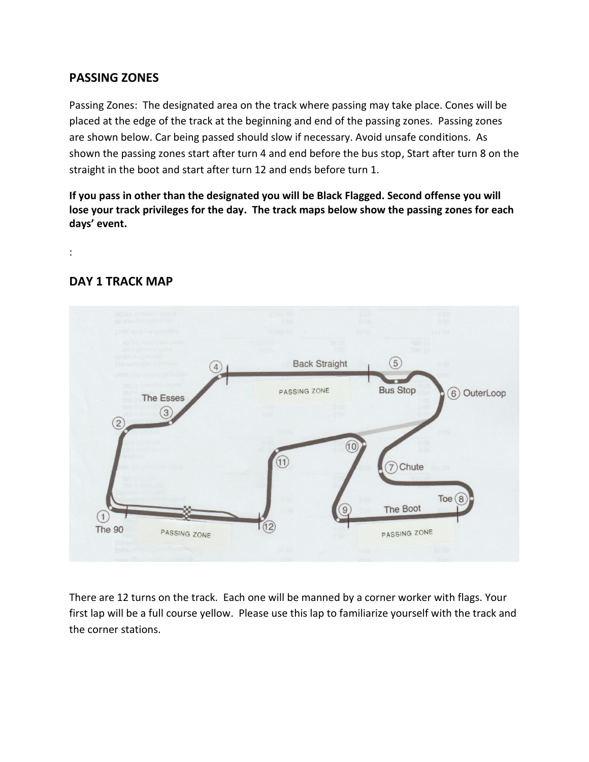## PASSING ZONES

Passing Zones: The designated area on the track where passing may take place. Cones will be placed at the edge of the track at the beginning and end of the passing zones. Passing zones are shown below. Car being passed should slow if necessary. Avoid unsafe conditions. As shown the passing zones start after turn 4 and end before the bus stop, Start after turn 8 on the straight in the boot and start after turn 12 and ends before turn 1.

**If you pass in other than the designated you will be Black Flagged. Second offense you will lose your track privileges for the day. The track maps below show the passing zones for each days' event.**

:

## DAY 1 TRACK MAP

There are 12 turns on the track. Each one will be manned by a corner worker with flags. Your first lap will be a full course yellow. Please use this lap to familiarize yourself with the track and the corner stations.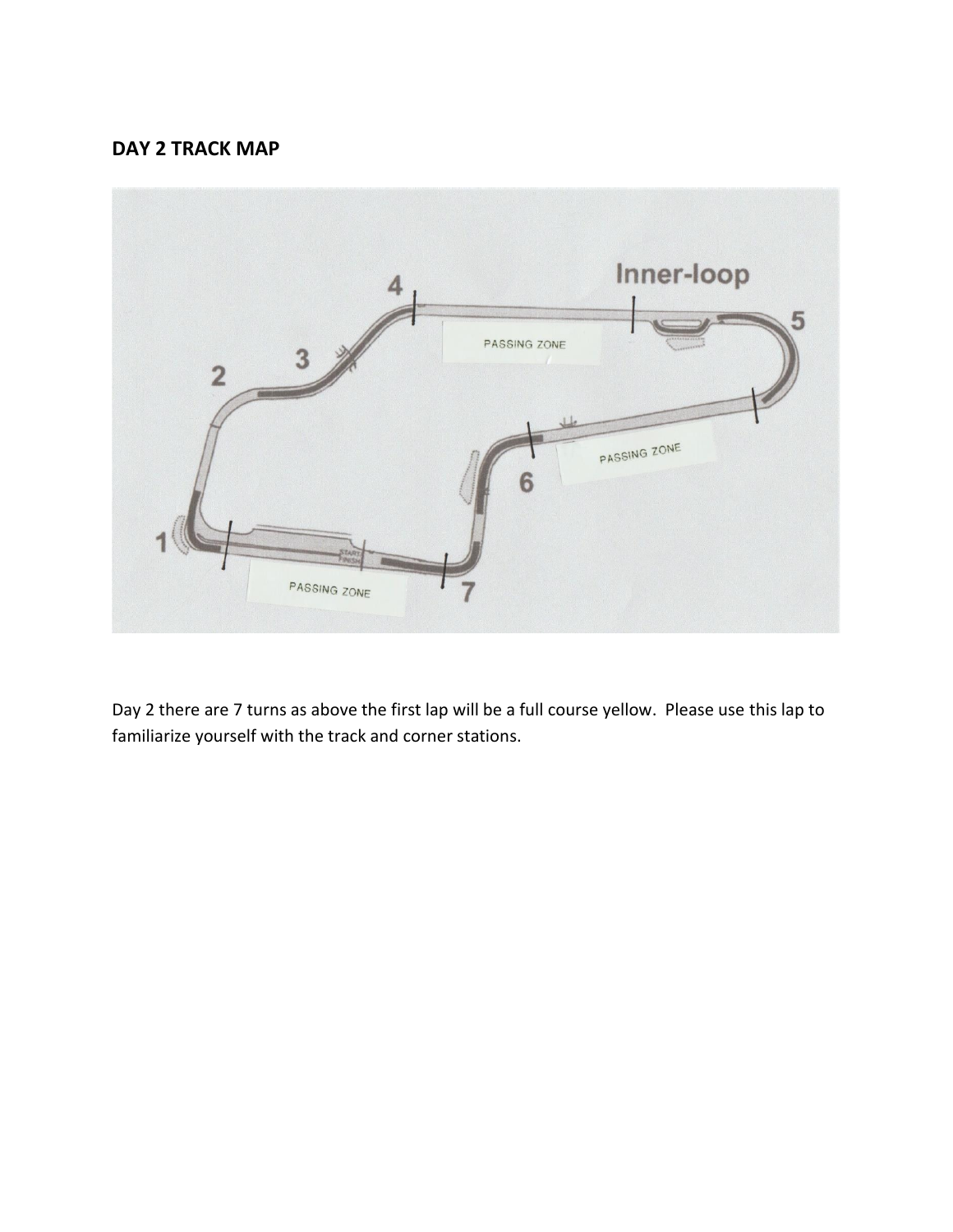## DAY 2 TRACK MAP

Day 2 there are 7 turns as above the first lap will be a full course yellow. Please use this lap to familiarize yourself with the track and corner stations.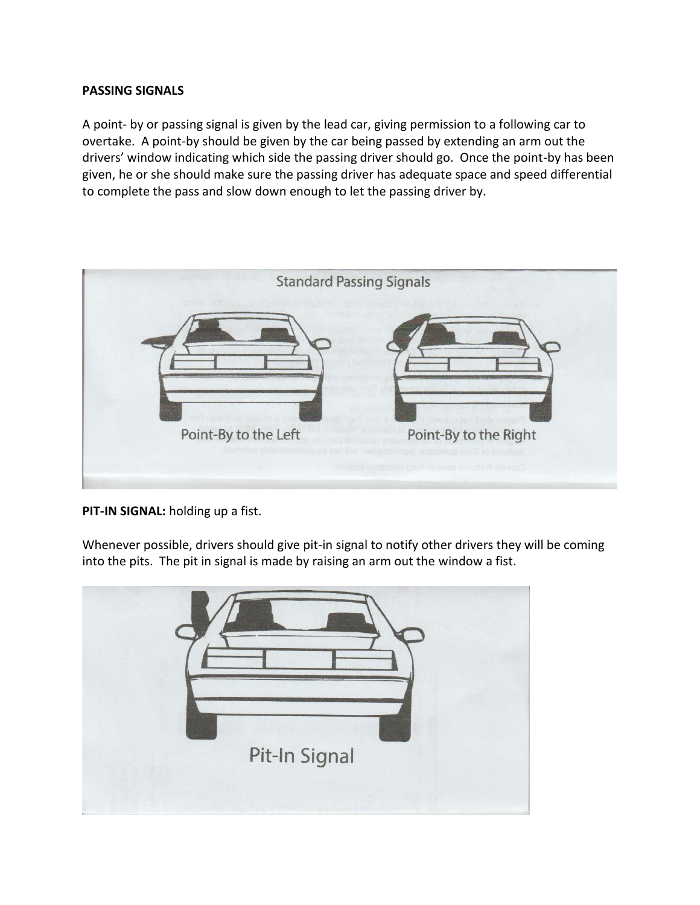**PASSING SIGNALS**

A point- by or passing signal is given by the lead car, giving permission to a following car to overtake. A point-by should be given by the car being passed by extending an arm out the drivers' window indicating which side the passing driver should go. Once the point-by has been given, he or she should make sure the passing driver has adequate space and speed differential to complete the pass and slow down enough to let the passing driver by.

Standard Passing Signals

Point-By to the Left

Point-By to the Right

**PIT-IN SIGNAL:** holding up a fist.

Whenever possible, drivers should give pit-in signal to notify other drivers they will be coming into the pits. The pit in signal is made by raising an arm out the window a fist.

Pit-In Signal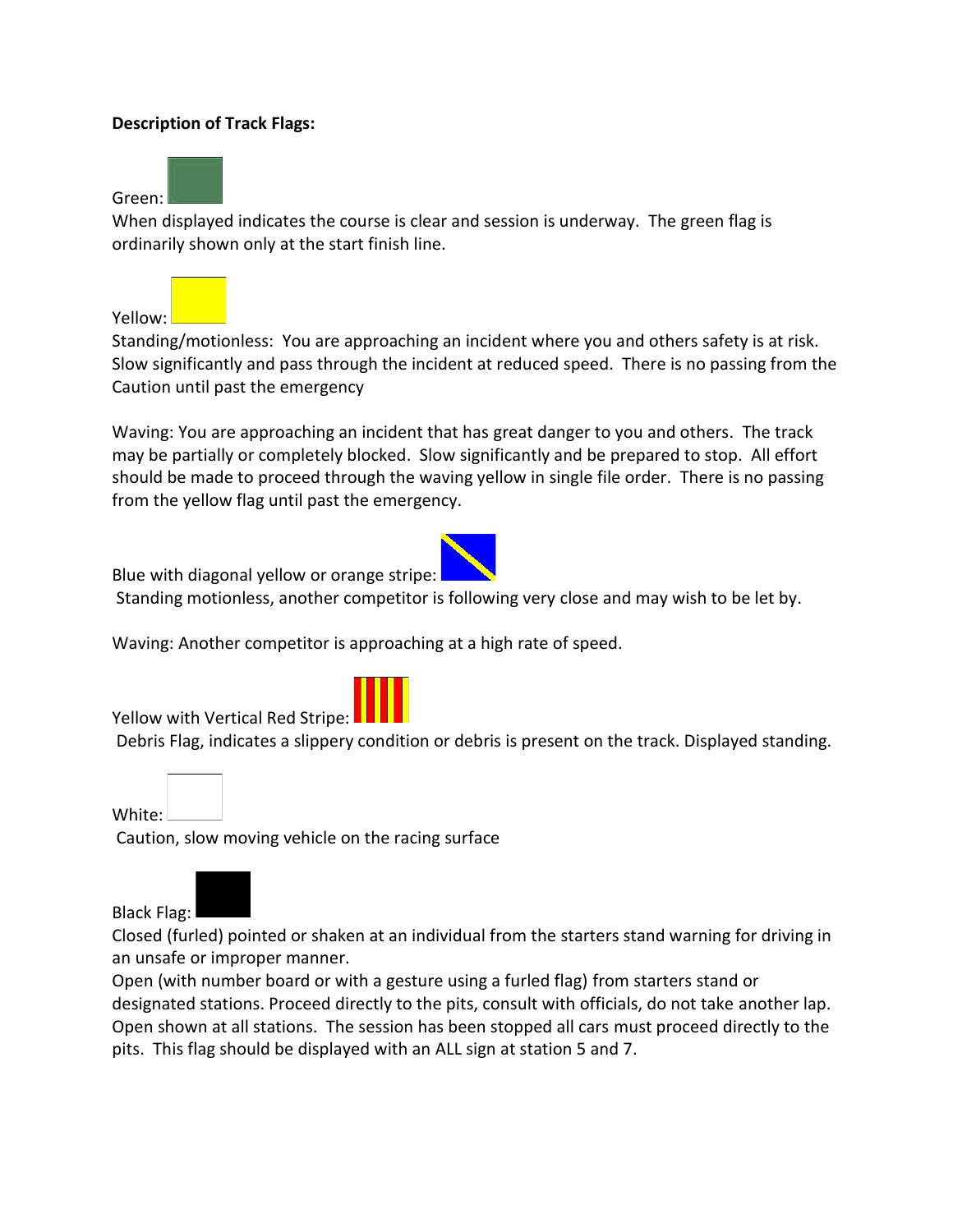**Description of Track Flags:**

Green:

When displayed indicates the course is clear and session is underway. The green flag is ordinarily shown only at the start finish line.

Yellow:

Standing/motionless: You are approaching an incident where you and others safety is at risk. Slow significantly and pass through the incident at reduced speed. There is no passing from the Caution until past the emergency

Waving: You are approaching an incident that has great danger to you and others. The track may be partially or completely blocked. Slow significantly and be prepared to stop. All effort should be made to proceed through the waving yellow in single file order. There is no passing from the yellow flag until past the emergency.

Blue with diagonal yellow or orange stripe:

Standing motionless, another competitor is following very close and may wish to be let by.

Waving: Another competitor is approaching at a high rate of speed.

Yellow with Vertical Red Stripe:

Debris Flag, indicates a slippery condition or debris is present on the track. Displayed standing.

White:

Caution, slow moving vehicle on the racing surface

Black Flag:

Closed (furled) pointed or shaken at an individual from the starters stand warning for driving in an unsafe or improper manner.
Open (with number board or with a gesture using a furled flag) from starters stand or designated stations. Proceed directly to the pits, consult with officials, do not take another lap.
Open shown at all stations. The session has been stopped all cars must proceed directly to the pits. This flag should be displayed with an ALL sign at station 5 and 7.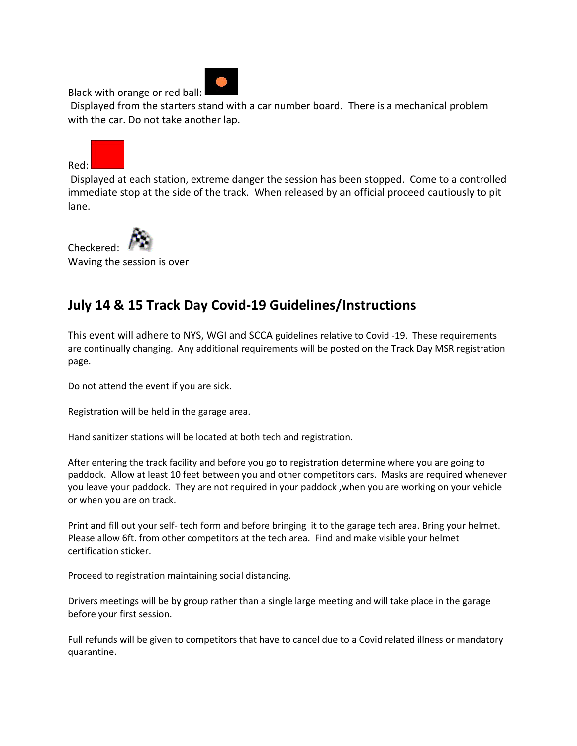Black with orange or red ball:

Displayed from the starters stand with a car number board. There is a mechanical problem with the car. Do not take another lap.

Red:

Displayed at each station, extreme danger the session has been stopped. Come to a controlled immediate stop at the side of the track. When released by an official proceed cautiously to pit lane.

Checkered:

Waving the session is over

## July 14 & 15 Track Day Covid-19 Guidelines/Instructions

This event will adhere to NYS, WGI and SCCA guidelines relative to Covid -19. These requirements are continually changing. Any additional requirements will be posted on the Track Day MSR registration page.

Do not attend the event if you are sick.

Registration will be held in the garage area.

Hand sanitizer stations will be located at both tech and registration.

After entering the track facility and before you go to registration determine where you are going to paddock. Allow at least 10 feet between you and other competitors cars. Masks are required whenever you leave your paddock. They are not required in your paddock ,when you are working on your vehicle or when you are on track.

Print and fill out your self- tech form and before bringing it to the garage tech area. Bring your helmet. Please allow 6ft. from other competitors at the tech area. Find and make visible your helmet certification sticker.

Proceed to registration maintaining social distancing.

Drivers meetings will be by group rather than a single large meeting and will take place in the garage before your first session.

Full refunds will be given to competitors that have to cancel due to a Covid related illness or mandatory quarantine.